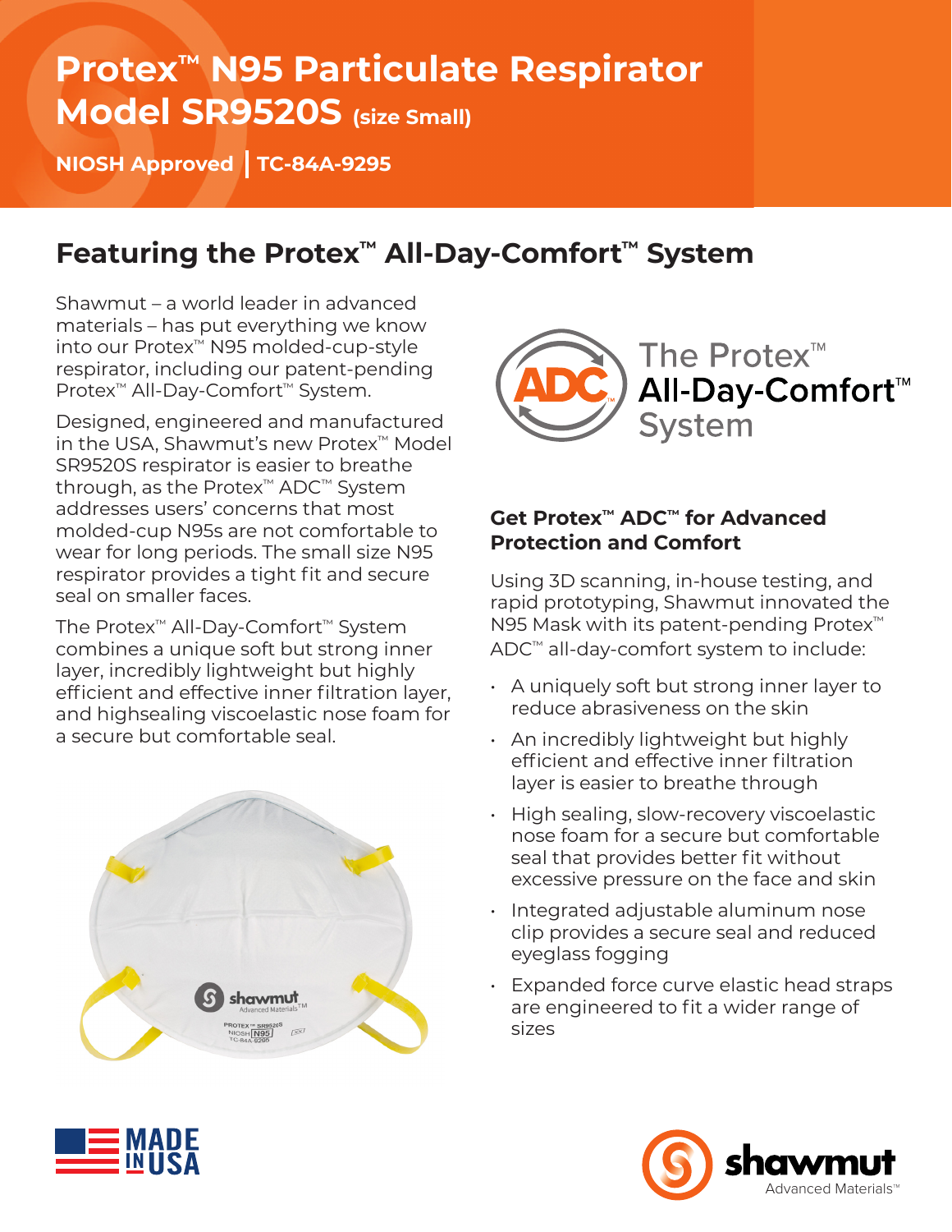# Protex™ N95 Particulate Respirator Model SR9520S (size Small)

**NIOSH Approved | TC-84A-9295**

## Featuring the Protex™ All-Day-Comfort™ System

Shawmut – a world leader in advanced materials – has put everything we know into our Protex™ N95 molded-cup-style respirator, including our patent-pending Protex™ All-Day-Comfort™ System.

Designed, engineered and manufactured in the USA, Shawmut's new Protex™ Model SR9520S respirator is easier to breathe through, as the Protex™ ADC™ System addresses users' concerns that most molded-cup N95s are not comfortable to wear for long periods. The small size N95 respirator provides a tight fit and secure seal on smaller faces.

The Protex™ All-Day-Comfort™ System combines a unique soft but strong inner layer, incredibly lightweight but highly efficient and effective inner filtration layer, and highsealing viscoelastic nose foam for a secure but comfortable seal.

The Protex™ All-Day-Comfort™ System

### Get Protex™ ADC™ for Advanced Protection and Comfort

Using 3D scanning, in-house testing, and rapid prototyping, Shawmut innovated the N95 Mask with its patent-pending Protex™ ADC™ all-day-comfort system to include:

- A uniquely soft but strong inner layer to reduce abrasiveness on the skin
- An incredibly lightweight but highly efficient and effective inner filtration layer is easier to breathe through
- High sealing, slow-recovery viscoelastic nose foam for a secure but comfortable seal that provides better fit without excessive pressure on the face and skin
- Integrated adjustable aluminum nose clip provides a secure seal and reduced eyeglass fogging
- Expanded force curve elastic head straps are engineered to fit a wider range of sizes

MADE IN USA

shawmut Advanced Materials™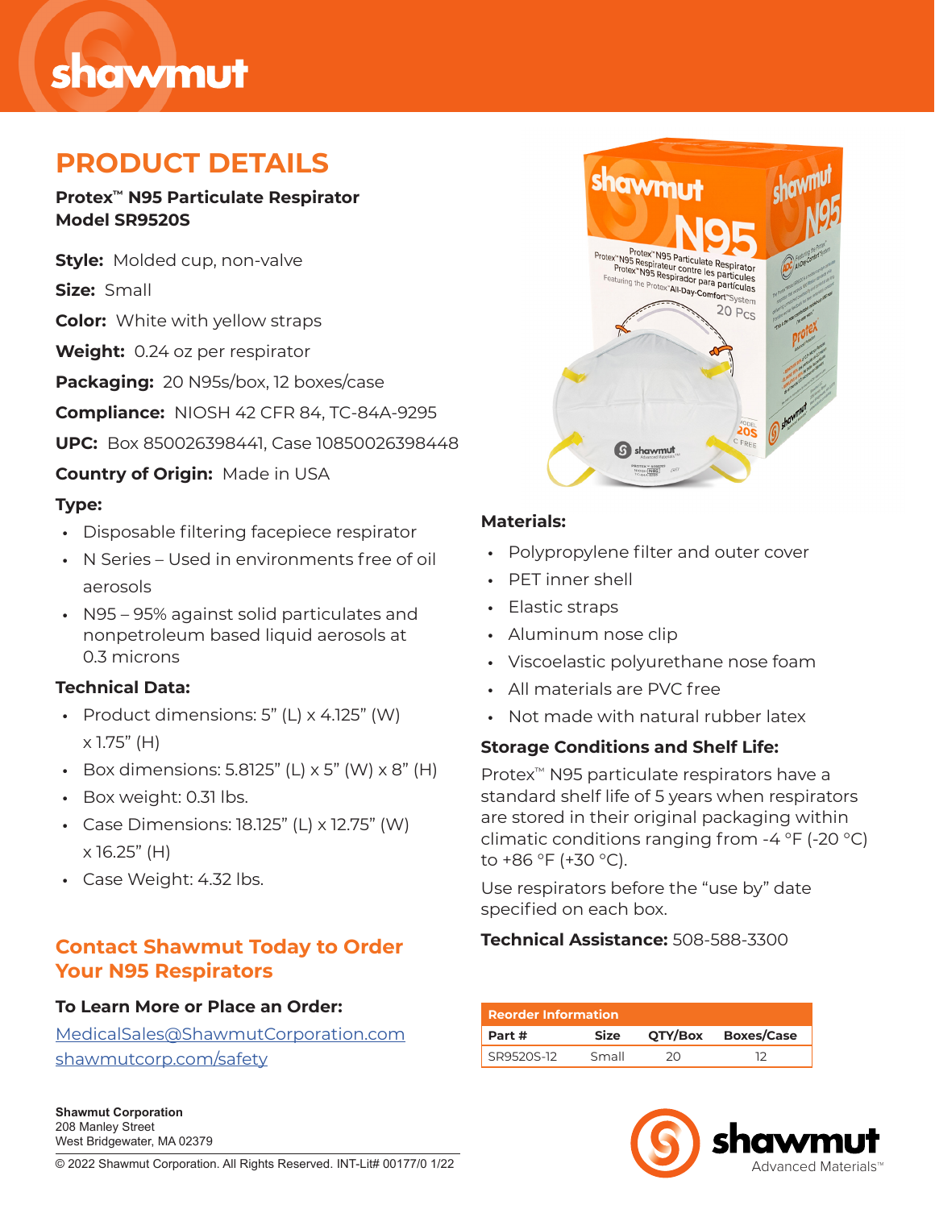# PRODUCT DETAILS

**Protex™ N95 Particulate Respirator**
**Model SR9520S**

**Style:** Molded cup, non-valve

**Size:** Small

**Color:** White with yellow straps

**Weight:** 0.24 oz per respirator

**Packaging:** 20 N95s/box, 12 boxes/case

**Compliance:** NIOSH 42 CFR 84, TC-84A-9295

**UPC:** Box 850026398441, Case 10850026398448

**Country of Origin:** Made in USA

**Type:**

- Disposable filtering facepiece respirator
- N Series – Used in environments free of oil aerosols
- N95 – 95% against solid particulates and nonpetroleum based liquid aerosols at 0.3 microns

**Technical Data:**

- Product dimensions: 5" (L) x 4.125" (W) x 1.75" (H)
- Box dimensions: 5.8125" (L) x 5" (W) x 8" (H)
- Box weight: 0.31 lbs.
- Case Dimensions: 18.125" (L) x 12.75" (W) x 16.25" (H)
- Case Weight: 4.32 lbs.

**Materials:**

- Polypropylene filter and outer cover
- PET inner shell
- Elastic straps
- Aluminum nose clip
- Viscoelastic polyurethane nose foam
- All materials are PVC free
- Not made with natural rubber latex

**Storage Conditions and Shelf Life:**

Protex™ N95 particulate respirators have a standard shelf life of 5 years when respirators are stored in their original packaging within climatic conditions ranging from -4 °F (-20 °C) to +86 °F (+30 °C).

Use respirators before the "use by" date specified on each box.

**Technical Assistance:** 508-588-3300

## Contact Shawmut Today to Order Your N95 Respirators

**To Learn More or Place an Order:**

MedicalSales@ShawmutCorporation.com
shawmutcorp.com/safety

| Reorder Information | | | |
|---|---|---|---|
| **Part #** | **Size** | **QTY/Box** | **Boxes/Case** |
| SR9520S-12 | Small | 20 | 12 |

**Shawmut Corporation**
208 Manley Street
West Bridgewater, MA 02379

© 2022 Shawmut Corporation. All Rights Reserved. INT-Lit# 00177/0 1/22

shawmut Advanced Materials™